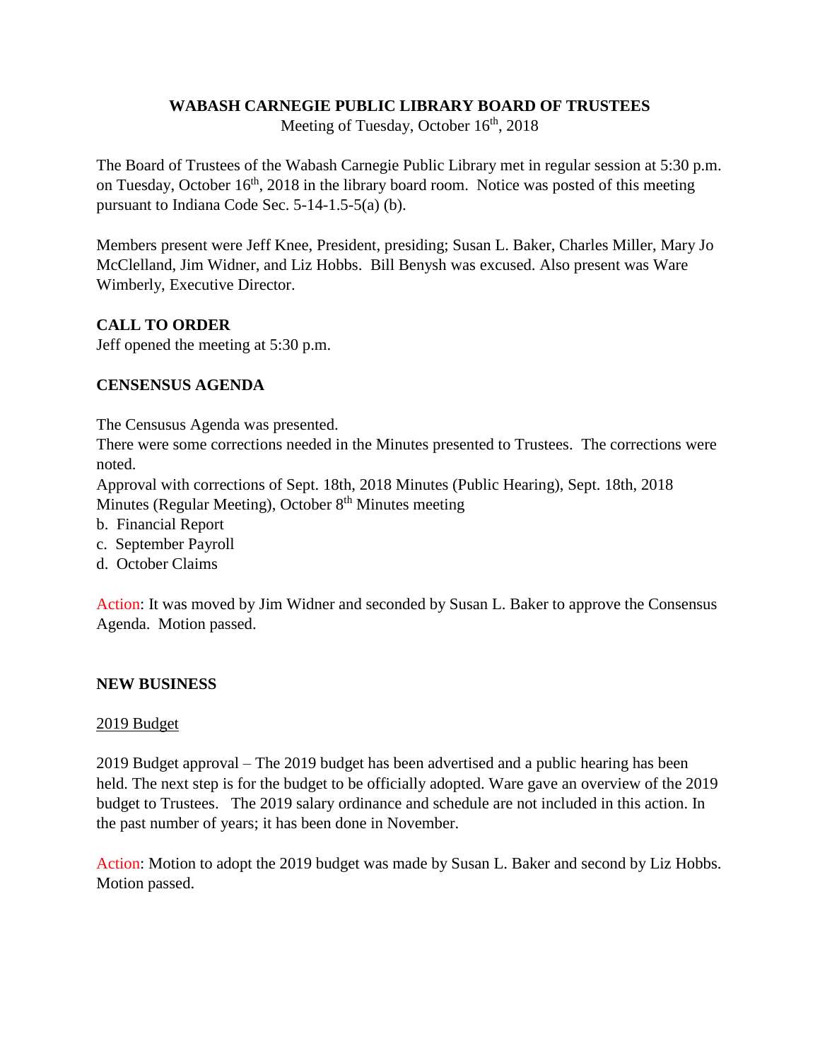# WABASH CARNEGIE PUBLIC LIBRARY BOARD OF TRUSTEES

Meeting of Tuesday, October 16th, 2018

The Board of Trustees of the Wabash Carnegie Public Library met in regular session at 5:30 p.m. on Tuesday, October 16th, 2018 in the library board room. Notice was posted of this meeting pursuant to Indiana Code Sec. 5-14-1.5-5(a) (b).

Members present were Jeff Knee, President, presiding; Susan L. Baker, Charles Miller, Mary Jo McClelland, Jim Widner, and Liz Hobbs. Bill Benysh was excused. Also present was Ware Wimberly, Executive Director.

**CALL TO ORDER**

Jeff opened the meeting at 5:30 p.m.

**CENSENSUS AGENDA**

The Censusus Agenda was presented.

There were some corrections needed in the Minutes presented to Trustees. The corrections were noted.

Approval with corrections of Sept. 18th, 2018 Minutes (Public Hearing), Sept. 18th, 2018 Minutes (Regular Meeting), October 8th Minutes meeting

b. Financial Report

c. September Payroll

d. October Claims

Action: It was moved by Jim Widner and seconded by Susan L. Baker to approve the Consensus Agenda. Motion passed.

**NEW BUSINESS**

2019 Budget

2019 Budget approval – The 2019 budget has been advertised and a public hearing has been held. The next step is for the budget to be officially adopted. Ware gave an overview of the 2019 budget to Trustees. The 2019 salary ordinance and schedule are not included in this action. In the past number of years; it has been done in November.

Action: Motion to adopt the 2019 budget was made by Susan L. Baker and second by Liz Hobbs. Motion passed.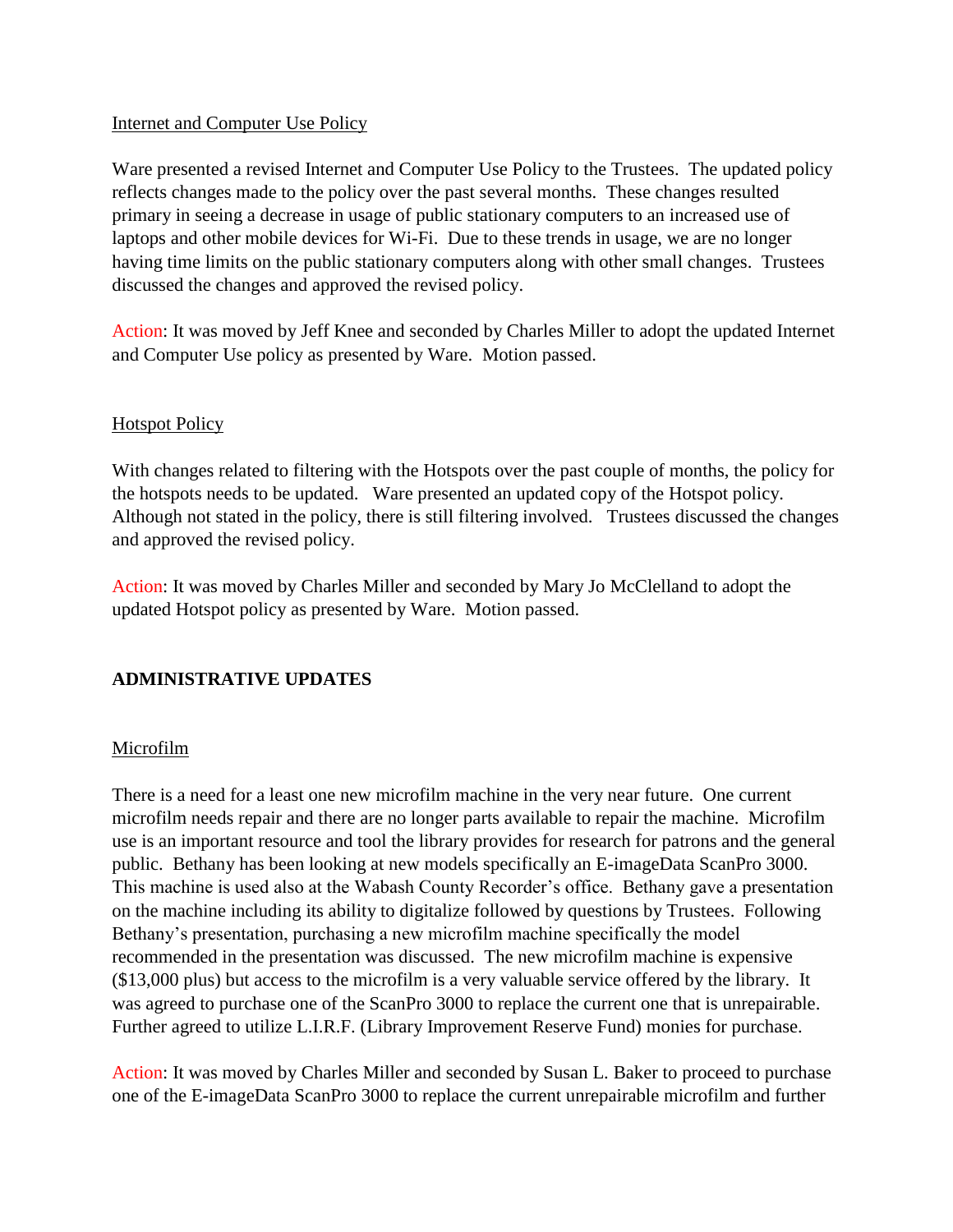Internet and Computer Use Policy

Ware presented a revised Internet and Computer Use Policy to the Trustees. The updated policy reflects changes made to the policy over the past several months. These changes resulted primary in seeing a decrease in usage of public stationary computers to an increased use of laptops and other mobile devices for Wi-Fi. Due to these trends in usage, we are no longer having time limits on the public stationary computers along with other small changes. Trustees discussed the changes and approved the revised policy.

Action: It was moved by Jeff Knee and seconded by Charles Miller to adopt the updated Internet and Computer Use policy as presented by Ware. Motion passed.

Hotspot Policy

With changes related to filtering with the Hotspots over the past couple of months, the policy for the hotspots needs to be updated. Ware presented an updated copy of the Hotspot policy. Although not stated in the policy, there is still filtering involved. Trustees discussed the changes and approved the revised policy.

Action: It was moved by Charles Miller and seconded by Mary Jo McClelland to adopt the updated Hotspot policy as presented by Ware. Motion passed.

## ADMINISTRATIVE UPDATES

Microfilm

There is a need for a least one new microfilm machine in the very near future. One current microfilm needs repair and there are no longer parts available to repair the machine. Microfilm use is an important resource and tool the library provides for research for patrons and the general public. Bethany has been looking at new models specifically an E-imageData ScanPro 3000. This machine is used also at the Wabash County Recorder's office. Bethany gave a presentation on the machine including its ability to digitalize followed by questions by Trustees. Following Bethany's presentation, purchasing a new microfilm machine specifically the model recommended in the presentation was discussed. The new microfilm machine is expensive ($13,000 plus) but access to the microfilm is a very valuable service offered by the library. It was agreed to purchase one of the ScanPro 3000 to replace the current one that is unrepairable. Further agreed to utilize L.I.R.F. (Library Improvement Reserve Fund) monies for purchase.

Action: It was moved by Charles Miller and seconded by Susan L. Baker to proceed to purchase one of the E-imageData ScanPro 3000 to replace the current unrepairable microfilm and further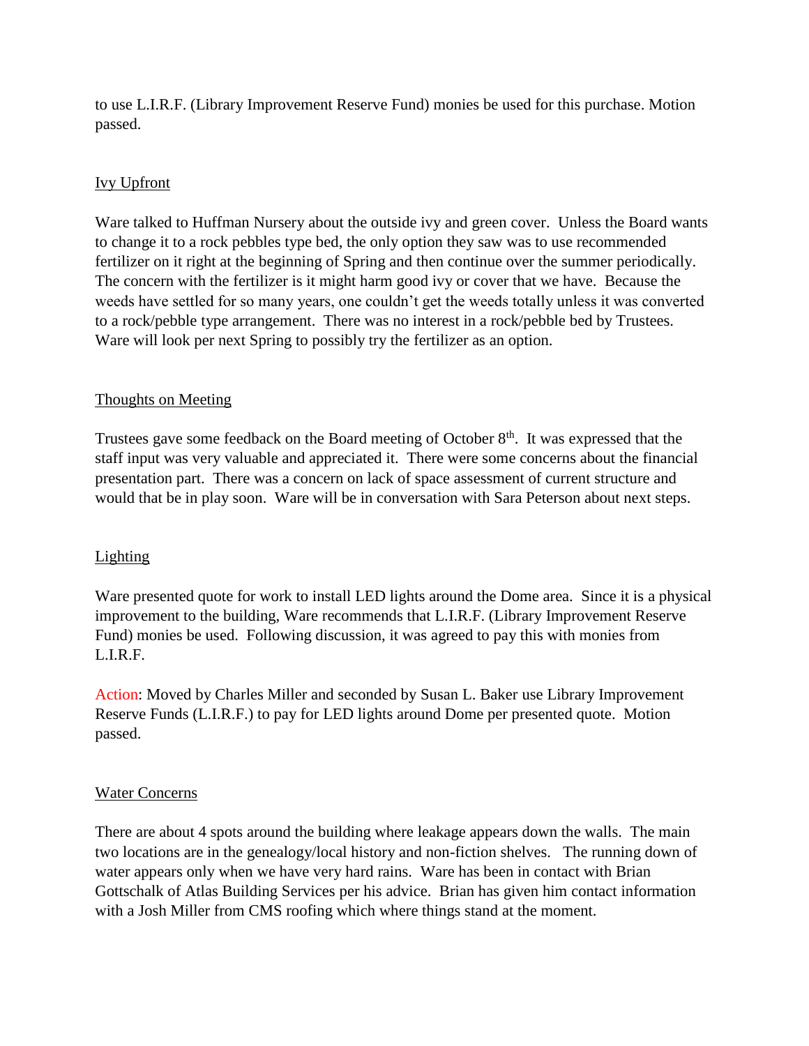to use L.I.R.F. (Library Improvement Reserve Fund) monies be used for this purchase. Motion passed.

## Ivy Upfront

Ware talked to Huffman Nursery about the outside ivy and green cover. Unless the Board wants to change it to a rock pebbles type bed, the only option they saw was to use recommended fertilizer on it right at the beginning of Spring and then continue over the summer periodically. The concern with the fertilizer is it might harm good ivy or cover that we have. Because the weeds have settled for so many years, one couldn't get the weeds totally unless it was converted to a rock/pebble type arrangement. There was no interest in a rock/pebble bed by Trustees. Ware will look per next Spring to possibly try the fertilizer as an option.

## Thoughts on Meeting

Trustees gave some feedback on the Board meeting of October 8th. It was expressed that the staff input was very valuable and appreciated it. There were some concerns about the financial presentation part. There was a concern on lack of space assessment of current structure and would that be in play soon. Ware will be in conversation with Sara Peterson about next steps.

## Lighting

Ware presented quote for work to install LED lights around the Dome area. Since it is a physical improvement to the building, Ware recommends that L.I.R.F. (Library Improvement Reserve Fund) monies be used. Following discussion, it was agreed to pay this with monies from L.I.R.F.

Action: Moved by Charles Miller and seconded by Susan L. Baker use Library Improvement Reserve Funds (L.I.R.F.) to pay for LED lights around Dome per presented quote. Motion passed.

## Water Concerns

There are about 4 spots around the building where leakage appears down the walls. The main two locations are in the genealogy/local history and non-fiction shelves. The running down of water appears only when we have very hard rains. Ware has been in contact with Brian Gottschalk of Atlas Building Services per his advice. Brian has given him contact information with a Josh Miller from CMS roofing which where things stand at the moment.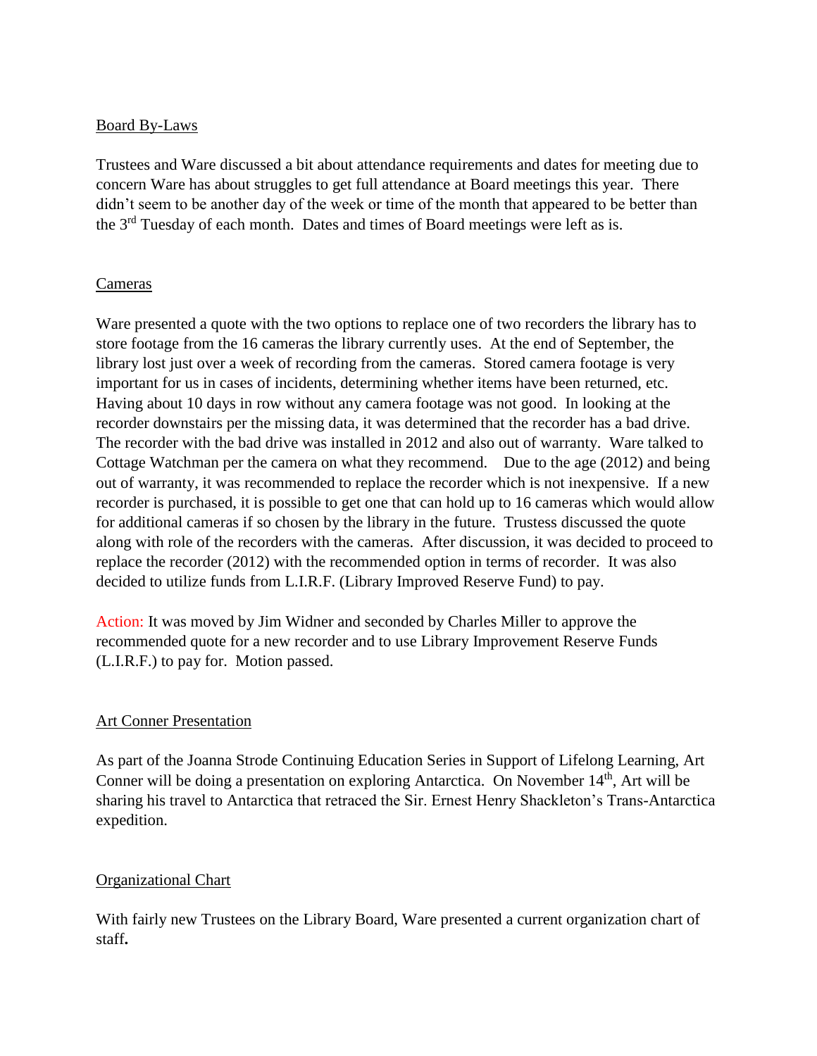Board By-Laws

Trustees and Ware discussed a bit about attendance requirements and dates for meeting due to concern Ware has about struggles to get full attendance at Board meetings this year. There didn't seem to be another day of the week or time of the month that appeared to be better than the 3rd Tuesday of each month. Dates and times of Board meetings were left as is.

Cameras

Ware presented a quote with the two options to replace one of two recorders the library has to store footage from the 16 cameras the library currently uses. At the end of September, the library lost just over a week of recording from the cameras. Stored camera footage is very important for us in cases of incidents, determining whether items have been returned, etc. Having about 10 days in row without any camera footage was not good. In looking at the recorder downstairs per the missing data, it was determined that the recorder has a bad drive. The recorder with the bad drive was installed in 2012 and also out of warranty. Ware talked to Cottage Watchman per the camera on what they recommend. Due to the age (2012) and being out of warranty, it was recommended to replace the recorder which is not inexpensive. If a new recorder is purchased, it is possible to get one that can hold up to 16 cameras which would allow for additional cameras if so chosen by the library in the future. Trustess discussed the quote along with role of the recorders with the cameras. After discussion, it was decided to proceed to replace the recorder (2012) with the recommended option in terms of recorder. It was also decided to utilize funds from L.I.R.F. (Library Improved Reserve Fund) to pay.

Action: It was moved by Jim Widner and seconded by Charles Miller to approve the recommended quote for a new recorder and to use Library Improvement Reserve Funds (L.I.R.F.) to pay for. Motion passed.

Art Conner Presentation

As part of the Joanna Strode Continuing Education Series in Support of Lifelong Learning, Art Conner will be doing a presentation on exploring Antarctica. On November 14th, Art will be sharing his travel to Antarctica that retraced the Sir. Ernest Henry Shackleton's Trans-Antarctica expedition.

Organizational Chart

With fairly new Trustees on the Library Board, Ware presented a current organization chart of staff**.**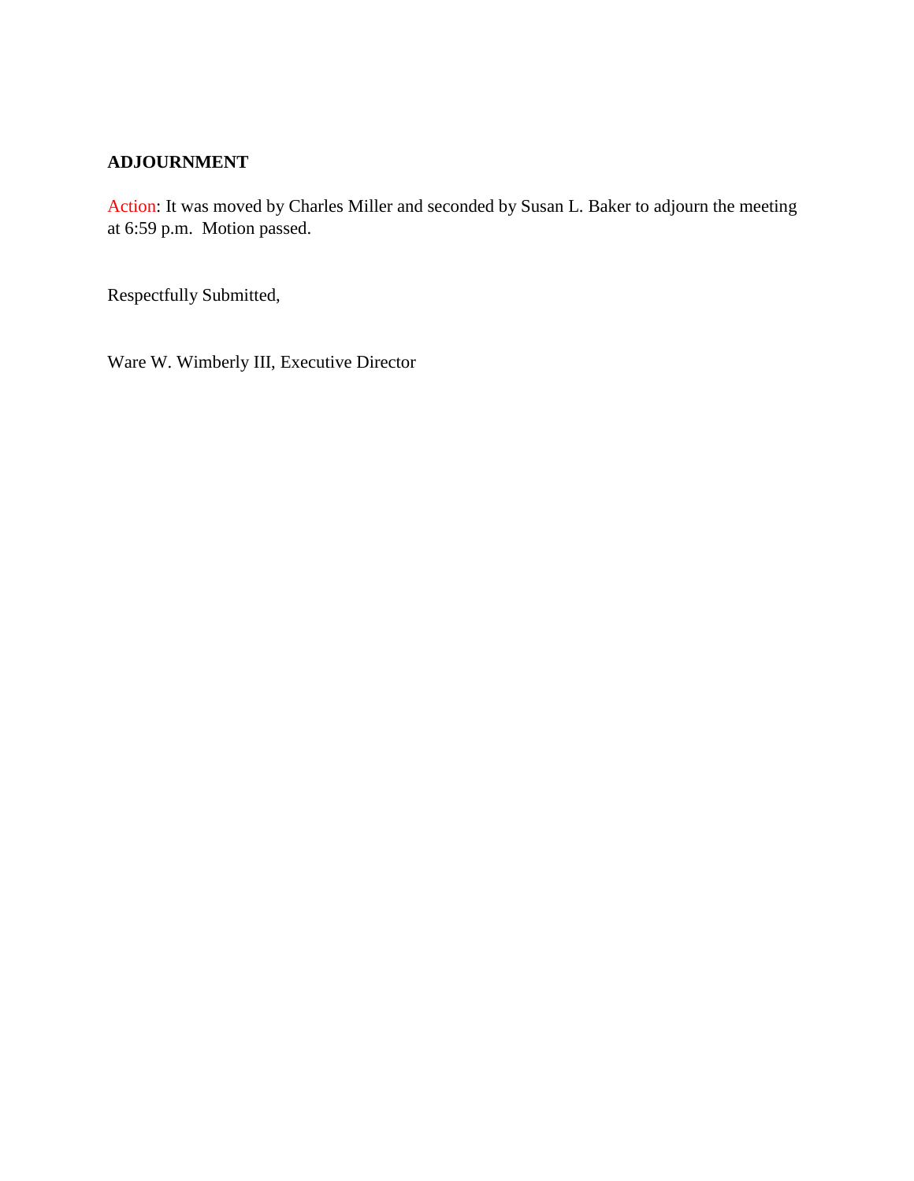**ADJOURNMENT**

Action: It was moved by Charles Miller and seconded by Susan L. Baker to adjourn the meeting at 6:59 p.m. Motion passed.

Respectfully Submitted,

Ware W. Wimberly III, Executive Director